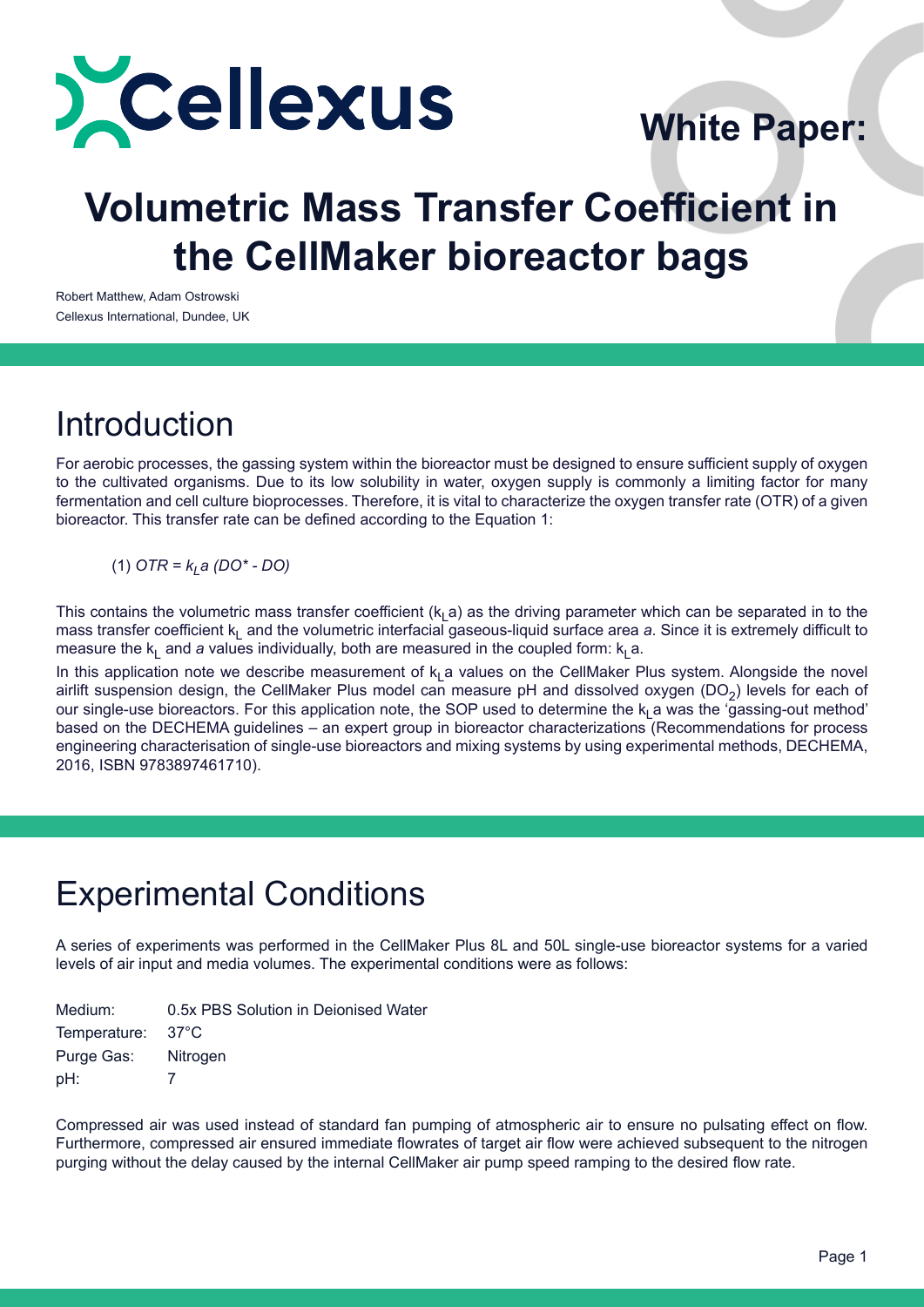Cellexus

**White Paper:**

# Volumetric Mass Transfer Coefficient in the CellMaker bioreactor bags

Robert Matthew, Adam Ostrowski
Cellexus International, Dundee, UK

## Introduction

For aerobic processes, the gassing system within the bioreactor must be designed to ensure sufficient supply of oxygen to the cultivated organisms. Due to its low solubility in water, oxygen supply is commonly a limiting factor for many fermentation and cell culture bioprocesses. Therefore, it is vital to characterize the oxygen transfer rate (OTR) of a given bioreactor. This transfer rate can be defined according to the Equation 1:

$$(1)\ OTR = k_L a\,(DO^* - DO)$$

This contains the volumetric mass transfer coefficient ($k_La$) as the driving parameter which can be separated in to the mass transfer coefficient $k_L$ and the volumetric interfacial gaseous-liquid surface area *a*. Since it is extremely difficult to measure the $k_L$ and *a* values individually, both are measured in the coupled form: $k_La$.

In this application note we describe measurement of $k_La$ values on the CellMaker Plus system. Alongside the novel airlift suspension design, the CellMaker Plus model can measure pH and dissolved oxygen ($DO_2$) levels for each of our single-use bioreactors. For this application note, the SOP used to determine the $k_La$ was the 'gassing-out method' based on the DECHEMA guidelines – an expert group in bioreactor characterizations (Recommendations for process engineering characterisation of single-use bioreactors and mixing systems by using experimental methods, DECHEMA, 2016, ISBN 9783897461710).

## Experimental Conditions

A series of experiments was performed in the CellMaker Plus 8L and 50L single-use bioreactor systems for a varied levels of air input and media volumes. The experimental conditions were as follows:

Medium: 0.5x PBS Solution in Deionised Water
Temperature: 37°C
Purge Gas: Nitrogen
pH: 7

Compressed air was used instead of standard fan pumping of atmospheric air to ensure no pulsating effect on flow. Furthermore, compressed air ensured immediate flowrates of target air flow were achieved subsequent to the nitrogen purging without the delay caused by the internal CellMaker air pump speed ramping to the desired flow rate.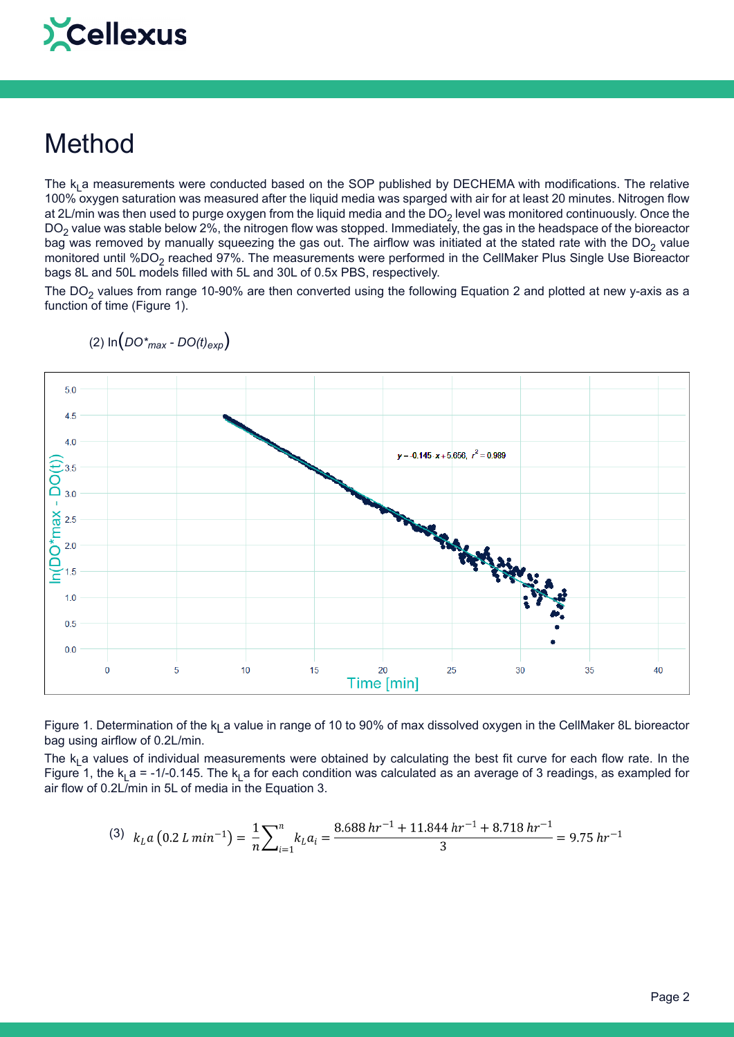# Method

The $k_La$ measurements were conducted based on the SOP published by DECHEMA with modifications. The relative 100% oxygen saturation was measured after the liquid media was sparged with air for at least 20 minutes. Nitrogen flow at 2L/min was then used to purge oxygen from the liquid media and the $DO_2$ level was monitored continuously. Once the $DO_2$ value was stable below 2%, the nitrogen flow was stopped. Immediately, the gas in the headspace of the bioreactor bag was removed by manually squeezing the gas out. The airflow was initiated at the stated rate with the $DO_2$ value monitored until $\%DO_2$ reached 97%. The measurements were performed in the CellMaker Plus Single Use Bioreactor bags 8L and 50L models filled with 5L and 30L of 0.5x PBS, respectively.

The $DO_2$ values from range 10-90% are then converted using the following Equation 2 and plotted at new y-axis as a function of time (Figure 1).

$$(2)\quad \ln\left(DO^*_{max} - DO(t)_{exp}\right)$$

Figure 1. Determination of the $k_La$ value in range of 10 to 90% of max dissolved oxygen in the CellMaker 8L bioreactor bag using airflow of 0.2L/min.

The $k_La$ values of individual measurements were obtained by calculating the best fit curve for each flow rate. In the Figure 1, the $k_La$ = -1/-0.145. The $k_La$ for each condition was calculated as an average of 3 readings, as exampled for air flow of 0.2L/min in 5L of media in the Equation 3.

$$(3)\quad k_La\left(0.2\ L\ min^{-1}\right) = \frac{1}{n}\sum_{i=1}^{n} k_La_i = \frac{8.688\ hr^{-1} + 11.844\ hr^{-1} + 8.718\ hr^{-1}}{3} = 9.75\ hr^{-1}$$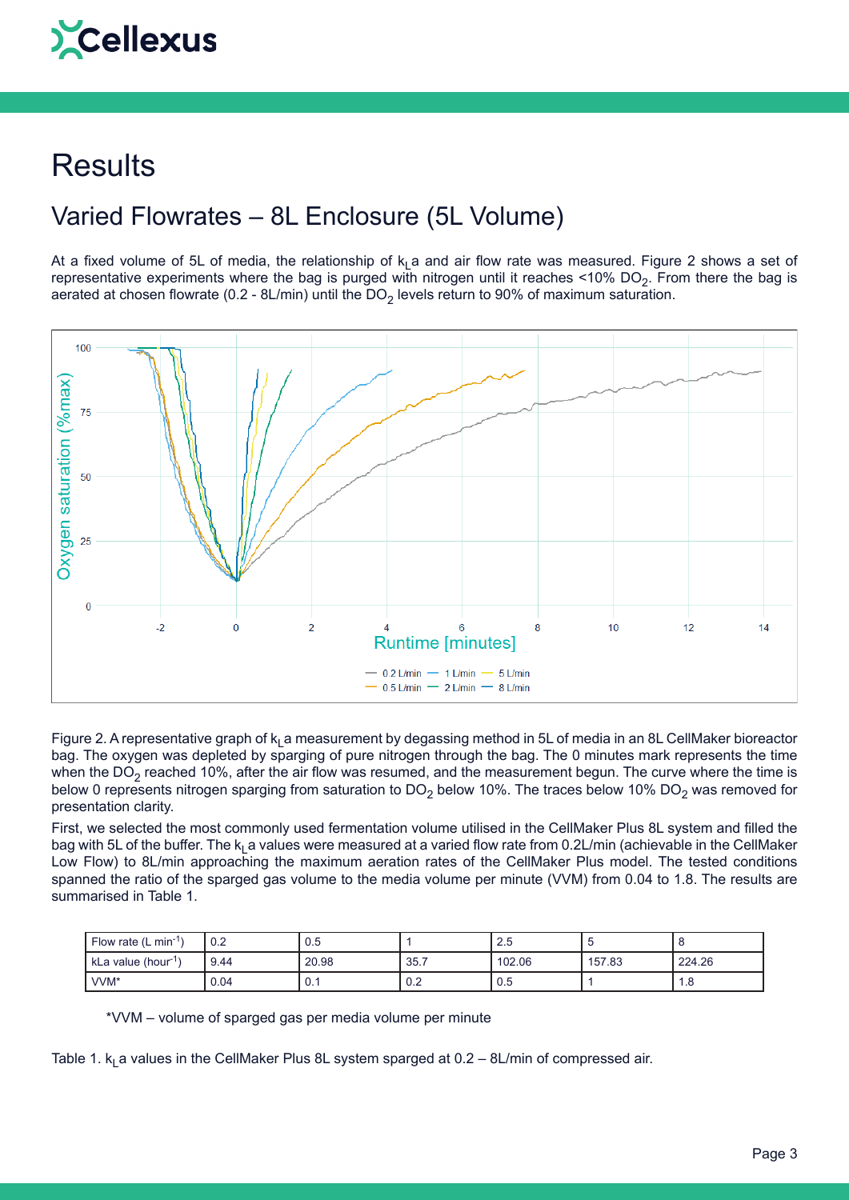# Results

## Varied Flowrates – 8L Enclosure (5L Volume)

At a fixed volume of 5L of media, the relationship of $k_La$ and air flow rate was measured. Figure 2 shows a set of representative experiments where the bag is purged with nitrogen until it reaches <10% $DO_2$. From there the bag is aerated at chosen flowrate (0.2 - 8L/min) until the $DO_2$ levels return to 90% of maximum saturation.

Figure 2. A representative graph of $k_La$ measurement by degassing method in 5L of media in an 8L CellMaker bioreactor bag. The oxygen was depleted by sparging of pure nitrogen through the bag. The 0 minutes mark represents the time when the $DO_2$ reached 10%, after the air flow was resumed, and the measurement begun. The curve where the time is below 0 represents nitrogen sparging from saturation to $DO_2$ below 10%. The traces below 10% $DO_2$ was removed for presentation clarity.

First, we selected the most commonly used fermentation volume utilised in the CellMaker Plus 8L system and filled the bag with 5L of the buffer. The $k_La$ values were measured at a varied flow rate from 0.2L/min (achievable in the CellMaker Low Flow) to 8L/min approaching the maximum aeration rates of the CellMaker Plus model. The tested conditions spanned the ratio of the sparged gas volume to the media volume per minute (VVM) from 0.04 to 1.8. The results are summarised in Table 1.

| Flow rate (L $min^{-1}$) | 0.2 | 0.5 | 1 | 2.5 | 5 | 8 |
|---|---|---|---|---|---|---|
| kLa value ($hour^{-1}$) | 9.44 | 20.98 | 35.7 | 102.06 | 157.83 | 224.26 |
| VVM* | 0.04 | 0.1 | 0.2 | 0.5 | 1 | 1.8 |

*VVM – volume of sparged gas per media volume per minute

Table 1. $k_La$ values in the CellMaker Plus 8L system sparged at 0.2 – 8L/min of compressed air.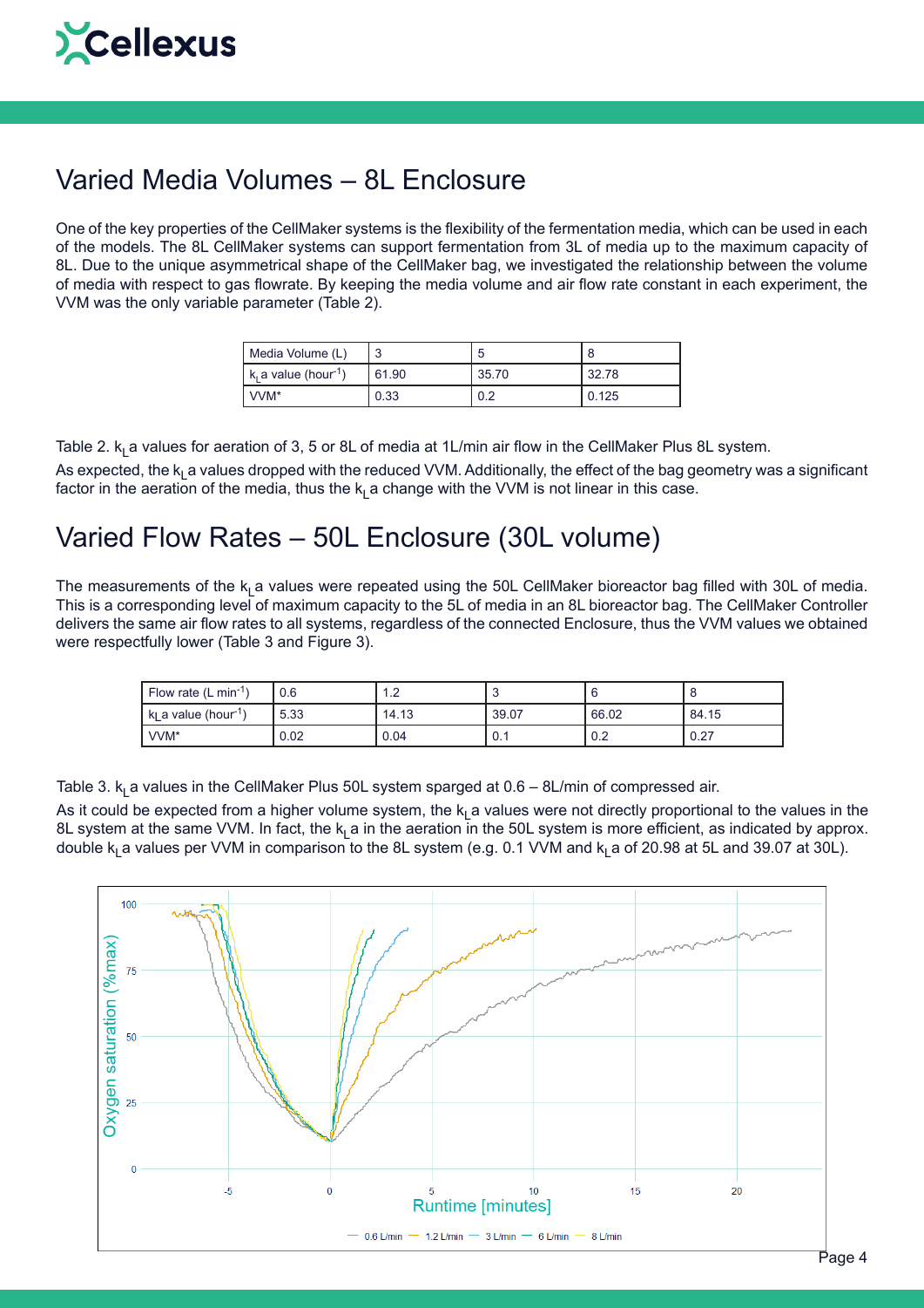## Varied Media Volumes – 8L Enclosure

One of the key properties of the CellMaker systems is the flexibility of the fermentation media, which can be used in each of the models. The 8L CellMaker systems can support fermentation from 3L of media up to the maximum capacity of 8L. Due to the unique asymmetrical shape of the CellMaker bag, we investigated the relationship between the volume of media with respect to gas flowrate. By keeping the media volume and air flow rate constant in each experiment, the VVM was the only variable parameter (Table 2).

| Media Volume (L) | 3 | 5 | 8 |
|---|---|---|---|
| $k_La$ value ($hour^{-1}$) | 61.90 | 35.70 | 32.78 |
| VVM* | 0.33 | 0.2 | 0.125 |

Table 2. $k_La$ values for aeration of 3, 5 or 8L of media at 1L/min air flow in the CellMaker Plus 8L system.

As expected, the $k_La$ values dropped with the reduced VVM. Additionally, the effect of the bag geometry was a significant factor in the aeration of the media, thus the $k_La$ change with the VVM is not linear in this case.

## Varied Flow Rates – 50L Enclosure (30L volume)

The measurements of the $k_La$ values were repeated using the 50L CellMaker bioreactor bag filled with 30L of media. This is a corresponding level of maximum capacity to the 5L of media in an 8L bioreactor bag. The CellMaker Controller delivers the same air flow rates to all systems, regardless of the connected Enclosure, thus the VVM values we obtained were respectfully lower (Table 3 and Figure 3).

| Flow rate (L $min^{-1}$) | 0.6 | 1.2 | 3 | 6 | 8 |
|---|---|---|---|---|---|
| $k_La$ value ($hour^{-1}$) | 5.33 | 14.13 | 39.07 | 66.02 | 84.15 |
| VVM* | 0.02 | 0.04 | 0.1 | 0.2 | 0.27 |

Table 3. $k_La$ values in the CellMaker Plus 50L system sparged at 0.6 – 8L/min of compressed air.

As it could be expected from a higher volume system, the $k_La$ values were not directly proportional to the values in the 8L system at the same VVM. In fact, the $k_La$ in the aeration in the 50L system is more efficient, as indicated by approx. double $k_La$ values per VVM in comparison to the 8L system (e.g. 0.1 VVM and $k_La$ of 20.98 at 5L and 39.07 at 30L).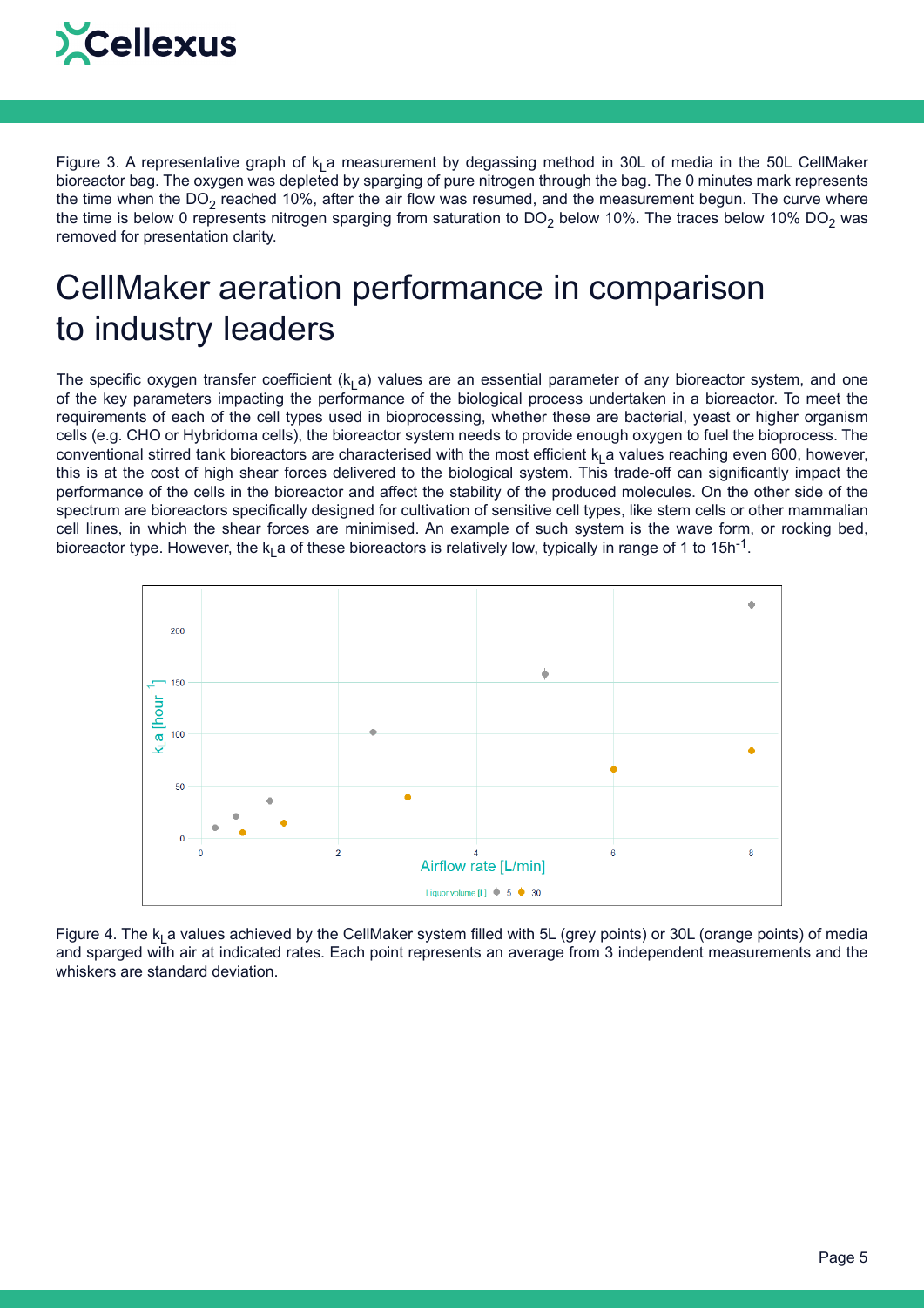Figure 3. A representative graph of $k_La$ measurement by degassing method in 30L of media in the 50L CellMaker bioreactor bag. The oxygen was depleted by sparging of pure nitrogen through the bag. The 0 minutes mark represents the time when the $DO_2$ reached 10%, after the air flow was resumed, and the measurement begun. The curve where the time is below 0 represents nitrogen sparging from saturation to $DO_2$ below 10%. The traces below 10% $DO_2$ was removed for presentation clarity.

# CellMaker aeration performance in comparison to industry leaders

The specific oxygen transfer coefficient ($k_La$) values are an essential parameter of any bioreactor system, and one of the key parameters impacting the performance of the biological process undertaken in a bioreactor. To meet the requirements of each of the cell types used in bioprocessing, whether these are bacterial, yeast or higher organism cells (e.g. CHO or Hybridoma cells), the bioreactor system needs to provide enough oxygen to fuel the bioprocess. The conventional stirred tank bioreactors are characterised with the most efficient $k_La$ values reaching even 600, however, this is at the cost of high shear forces delivered to the biological system. This trade-off can significantly impact the performance of the cells in the bioreactor and affect the stability of the produced molecules. On the other side of the spectrum are bioreactors specifically designed for cultivation of sensitive cell types, like stem cells or other mammalian cell lines, in which the shear forces are minimised. An example of such system is the wave form, or rocking bed, bioreactor type. However, the $k_La$ of these bioreactors is relatively low, typically in range of 1 to $15h^{-1}$.

Figure 4. The $k_La$ values achieved by the CellMaker system filled with 5L (grey points) or 30L (orange points) of media and sparged with air at indicated rates. Each point represents an average from 3 independent measurements and the whiskers are standard deviation.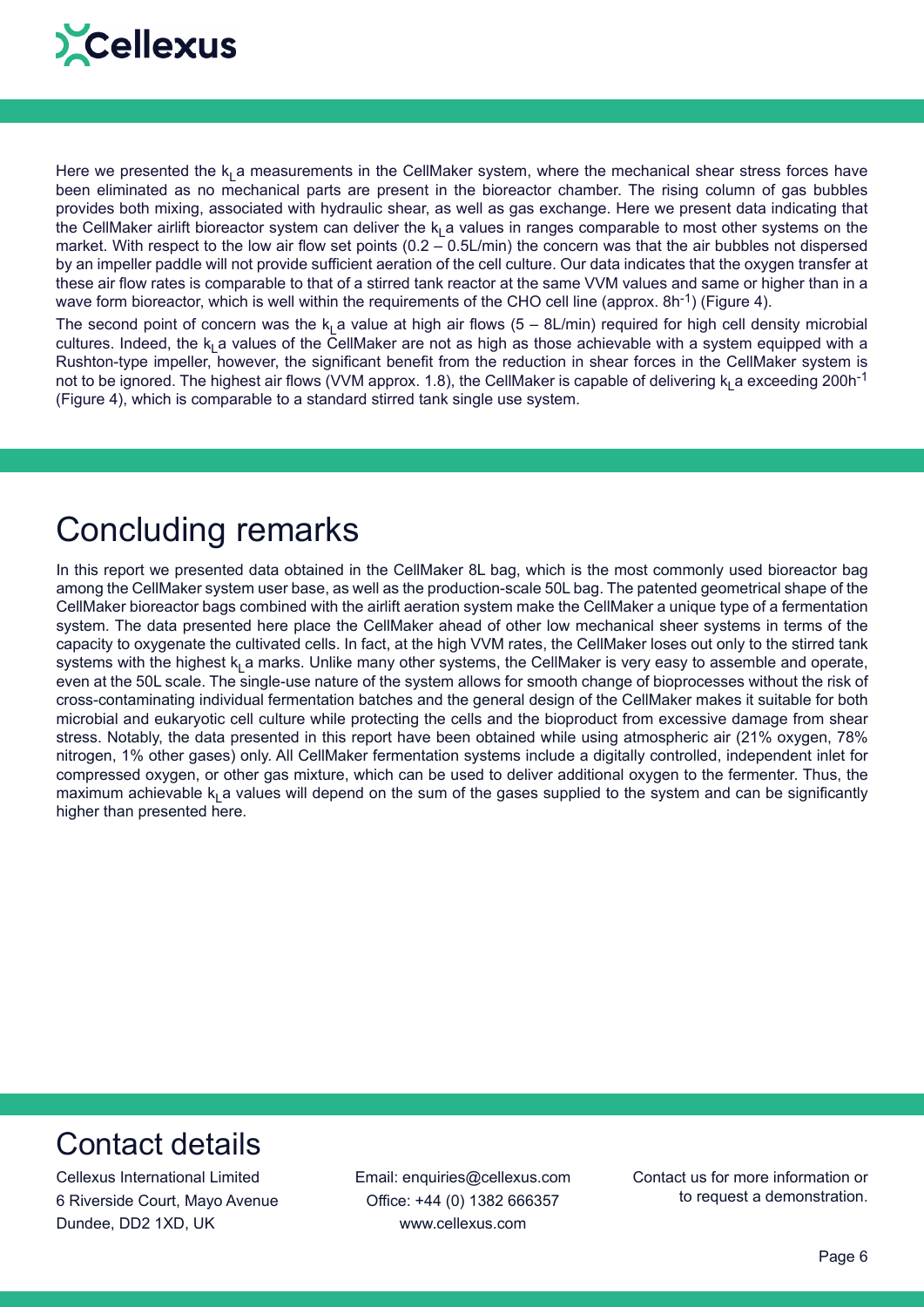Here we presented the $k_La$ measurements in the CellMaker system, where the mechanical shear stress forces have been eliminated as no mechanical parts are present in the bioreactor chamber. The rising column of gas bubbles provides both mixing, associated with hydraulic shear, as well as gas exchange. Here we present data indicating that the CellMaker airlift bioreactor system can deliver the $k_La$ values in ranges comparable to most other systems on the market. With respect to the low air flow set points (0.2 – 0.5L/min) the concern was that the air bubbles not dispersed by an impeller paddle will not provide sufficient aeration of the cell culture. Our data indicates that the oxygen transfer at these air flow rates is comparable to that of a stirred tank reactor at the same VVM values and same or higher than in a wave form bioreactor, which is well within the requirements of the CHO cell line (approx. $8h^{-1}$) (Figure 4).

The second point of concern was the $k_La$ value at high air flows (5 – 8L/min) required for high cell density microbial cultures. Indeed, the $k_La$ values of the CellMaker are not as high as those achievable with a system equipped with a Rushton-type impeller, however, the significant benefit from the reduction in shear forces in the CellMaker system is not to be ignored. The highest air flows (VVM approx. 1.8), the CellMaker is capable of delivering $k_La$ exceeding $200h^{-1}$ (Figure 4), which is comparable to a standard stirred tank single use system.

# Concluding remarks

In this report we presented data obtained in the CellMaker 8L bag, which is the most commonly used bioreactor bag among the CellMaker system user base, as well as the production-scale 50L bag. The patented geometrical shape of the CellMaker bioreactor bags combined with the airlift aeration system make the CellMaker a unique type of a fermentation system. The data presented here place the CellMaker ahead of other low mechanical sheer systems in terms of the capacity to oxygenate the cultivated cells. In fact, at the high VVM rates, the CellMaker loses out only to the stirred tank systems with the highest $k_La$ marks. Unlike many other systems, the CellMaker is very easy to assemble and operate, even at the 50L scale. The single-use nature of the system allows for smooth change of bioprocesses without the risk of cross-contaminating individual fermentation batches and the general design of the CellMaker makes it suitable for both microbial and eukaryotic cell culture while protecting the cells and the bioproduct from excessive damage from shear stress. Notably, the data presented in this report have been obtained while using atmospheric air (21% oxygen, 78% nitrogen, 1% other gases) only. All CellMaker fermentation systems include a digitally controlled, independent inlet for compressed oxygen, or other gas mixture, which can be used to deliver additional oxygen to the fermenter. Thus, the maximum achievable $k_La$ values will depend on the sum of the gases supplied to the system and can be significantly higher than presented here.

# Contact details

Cellexus International Limited
6 Riverside Court, Mayo Avenue
Dundee, DD2 1XD, UK

Email: enquiries@cellexus.com
Office: +44 (0) 1382 666357
www.cellexus.com

Contact us for more information or to request a demonstration.